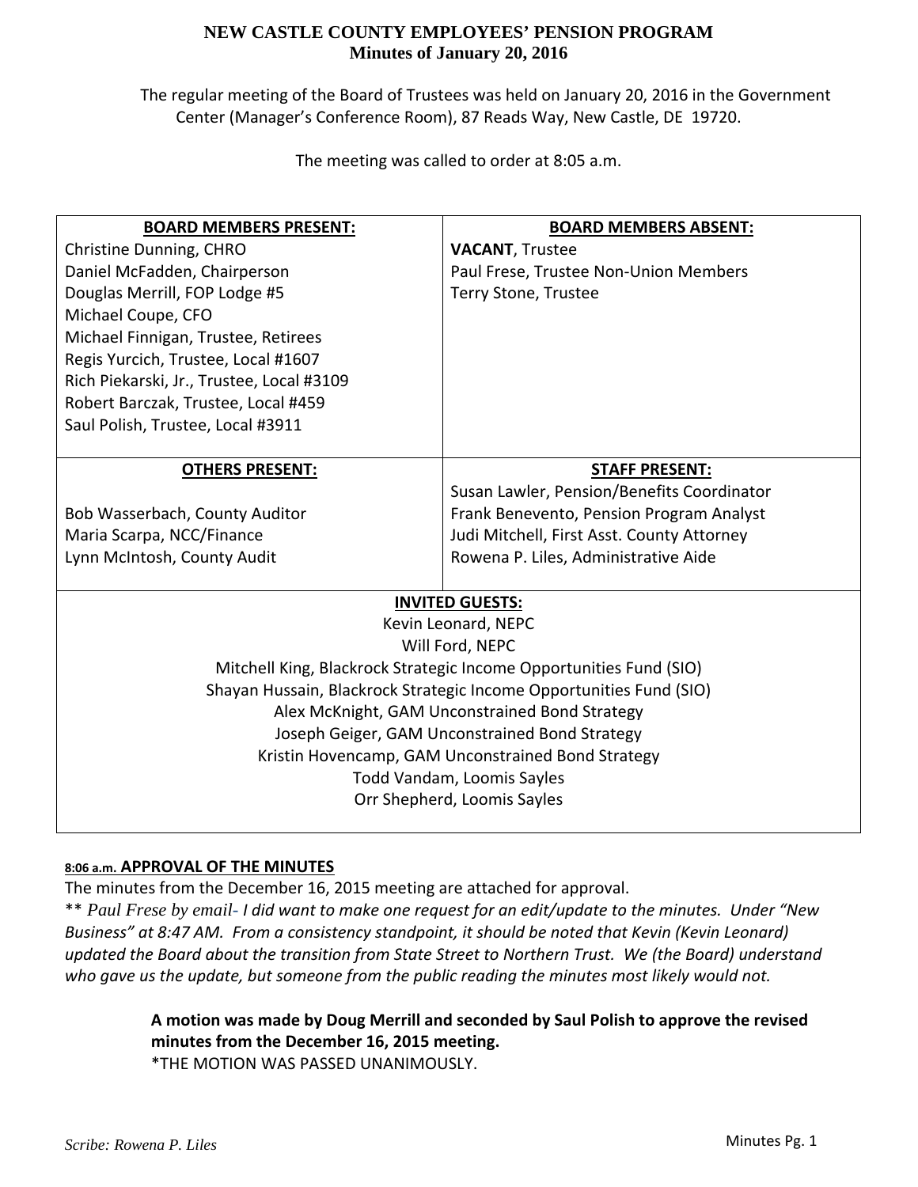# NEW CASTLE COUNTY EMPLOYEES' PENSION PROGRAM
## Minutes of January 20, 2016

The regular meeting of the Board of Trustees was held on January 20, 2016 in the Government Center (Manager's Conference Room), 87 Reads Way, New Castle, DE 19720.

The meeting was called to order at 8:05 a.m.

| **BOARD MEMBERS PRESENT:** | **BOARD MEMBERS ABSENT:** |
|---|---|
| Christine Dunning, CHRO<br>Daniel McFadden, Chairperson<br>Douglas Merrill, FOP Lodge #5<br>Michael Coupe, CFO<br>Michael Finnigan, Trustee, Retirees<br>Regis Yurcich, Trustee, Local #1607<br>Rich Piekarski, Jr., Trustee, Local #3109<br>Robert Barczak, Trustee, Local #459<br>Saul Polish, Trustee, Local #3911 | **VACANT**, Trustee<br>Paul Frese, Trustee Non-Union Members<br>Terry Stone, Trustee |
| **OTHERS PRESENT:** | **STAFF PRESENT:** |
| Bob Wasserbach, County Auditor<br>Maria Scarpa, NCC/Finance<br>Lynn McIntosh, County Audit | Susan Lawler, Pension/Benefits Coordinator<br>Frank Benevento, Pension Program Analyst<br>Judi Mitchell, First Asst. County Attorney<br>Rowena P. Liles, Administrative Aide |

**INVITED GUESTS:**

Kevin Leonard, NEPC
Will Ford, NEPC
Mitchell King, Blackrock Strategic Income Opportunities Fund (SIO)
Shayan Hussain, Blackrock Strategic Income Opportunities Fund (SIO)
Alex McKnight, GAM Unconstrained Bond Strategy
Joseph Geiger, GAM Unconstrained Bond Strategy
Kristin Hovencamp, GAM Unconstrained Bond Strategy
Todd Vandam, Loomis Sayles
Orr Shepherd, Loomis Sayles

**8:06 a.m. APPROVAL OF THE MINUTES**

The minutes from the December 16, 2015 meeting are attached for approval.

** *Paul Frese by email- I did want to make one request for an edit/update to the minutes. Under "New Business" at 8:47 AM. From a consistency standpoint, it should be noted that Kevin (Kevin Leonard) updated the Board about the transition from State Street to Northern Trust. We (the Board) understand who gave us the update, but someone from the public reading the minutes most likely would not.*

> **A motion was made by Doug Merrill and seconded by Saul Polish to approve the revised minutes from the December 16, 2015 meeting.**
> *THE MOTION WAS PASSED UNANIMOUSLY.

*Scribe: Rowena P. Liles*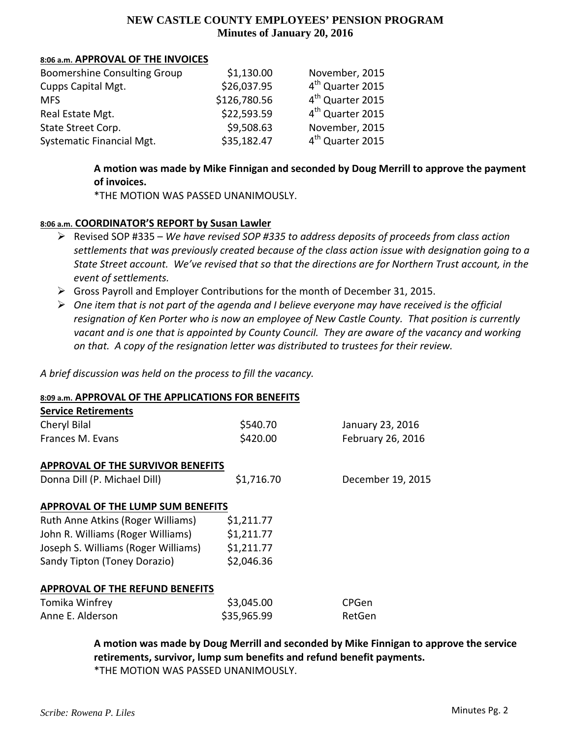**NEW CASTLE COUNTY EMPLOYEES' PENSION PROGRAM**
**Minutes of January 20, 2016**

**8:06 a.m. APPROVAL OF THE INVOICES**

| | | |
|---|---|---|
| Boomershine Consulting Group | $1,130.00 | November, 2015 |
| Cupps Capital Mgt. | $26,037.95 | 4th Quarter 2015 |
| MFS | $126,780.56 | 4th Quarter 2015 |
| Real Estate Mgt. | $22,593.59 | 4th Quarter 2015 |
| State Street Corp. | $9,508.63 | November, 2015 |
| Systematic Financial Mgt. | $35,182.47 | 4th Quarter 2015 |

**A motion was made by Mike Finnigan and seconded by Doug Merrill to approve the payment of invoices.**
*THE MOTION WAS PASSED UNANIMOUSLY.

**8:06 a.m. COORDINATOR'S REPORT by Susan Lawler**

- Revised SOP #335 – *We have revised SOP #335 to address deposits of proceeds from class action settlements that was previously created because of the class action issue with designation going to a State Street account. We've revised that so that the directions are for Northern Trust account, in the event of settlements.*
- Gross Payroll and Employer Contributions for the month of December 31, 2015.
- *One item that is not part of the agenda and I believe everyone may have received is the official resignation of Ken Porter who is now an employee of New Castle County. That position is currently vacant and is one that is appointed by County Council. They are aware of the vacancy and working on that. A copy of the resignation letter was distributed to trustees for their review.*

*A brief discussion was held on the process to fill the vacancy.*

**8:09 a.m. APPROVAL OF THE APPLICATIONS FOR BENEFITS**

**Service Retirements**

| | | |
|---|---|---|
| Cheryl Bilal | $540.70 | January 23, 2016 |
| Frances M. Evans | $420.00 | February 26, 2016 |

**APPROVAL OF THE SURVIVOR BENEFITS**

| | | |
|---|---|---|
| Donna Dill (P. Michael Dill) | $1,716.70 | December 19, 2015 |

**APPROVAL OF THE LUMP SUM BENEFITS**

| | |
|---|---|
| Ruth Anne Atkins (Roger Williams) | $1,211.77 |
| John R. Williams (Roger Williams) | $1,211.77 |
| Joseph S. Williams (Roger Williams) | $1,211.77 |
| Sandy Tipton (Toney Dorazio) | $2,046.36 |

**APPROVAL OF THE REFUND BENEFITS**

| | | |
|---|---|---|
| Tomika Winfrey | $3,045.00 | CPGen |
| Anne E. Alderson | $35,965.99 | RetGen |

**A motion was made by Doug Merrill and seconded by Mike Finnigan to approve the service retirements, survivor, lump sum benefits and refund benefit payments.**
*THE MOTION WAS PASSED UNANIMOUSLY.

*Scribe: Rowena P. Liles*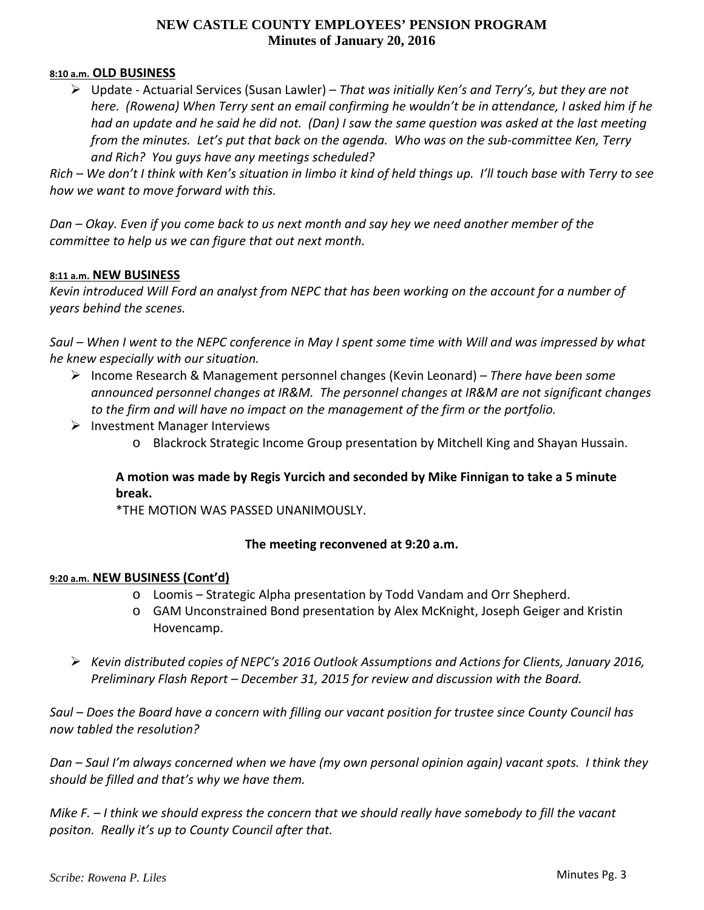**NEW CASTLE COUNTY EMPLOYEES' PENSION PROGRAM**
**Minutes of January 20, 2016**

8:10 a.m. **OLD BUSINESS**

- Update - Actuarial Services (Susan Lawler) – *That was initially Ken's and Terry's, but they are not here. (Rowena) When Terry sent an email confirming he wouldn't be in attendance, I asked him if he had an update and he said he did not. (Dan) I saw the same question was asked at the last meeting from the minutes. Let's put that back on the agenda. Who was on the sub-committee Ken, Terry and Rich? You guys have any meetings scheduled?*

*Rich – We don't I think with Ken's situation in limbo it kind of held things up. I'll touch base with Terry to see how we want to move forward with this.*

*Dan – Okay. Even if you come back to us next month and say hey we need another member of the committee to help us we can figure that out next month.*

8:11 a.m. **NEW BUSINESS**

*Kevin introduced Will Ford an analyst from NEPC that has been working on the account for a number of years behind the scenes.*

*Saul – When I went to the NEPC conference in May I spent some time with Will and was impressed by what he knew especially with our situation.*

- Income Research & Management personnel changes (Kevin Leonard) – *There have been some announced personnel changes at IR&M. The personnel changes at IR&M are not significant changes to the firm and will have no impact on the management of the firm or the portfolio.*
- Investment Manager Interviews
  - Blackrock Strategic Income Group presentation by Mitchell King and Shayan Hussain.

**A motion was made by Regis Yurcich and seconded by Mike Finnigan to take a 5 minute break.**
*THE MOTION WAS PASSED UNANIMOUSLY.

**The meeting reconvened at 9:20 a.m.**

9:20 a.m. **NEW BUSINESS (Cont'd)**

  - Loomis – Strategic Alpha presentation by Todd Vandam and Orr Shepherd.
  - GAM Unconstrained Bond presentation by Alex McKnight, Joseph Geiger and Kristin Hovencamp.

- *Kevin distributed copies of NEPC's 2016 Outlook Assumptions and Actions for Clients, January 2016, Preliminary Flash Report – December 31, 2015 for review and discussion with the Board.*

*Saul – Does the Board have a concern with filling our vacant position for trustee since County Council has now tabled the resolution?*

*Dan – Saul I'm always concerned when we have (my own personal opinion again) vacant spots. I think they should be filled and that's why we have them.*

*Mike F. – I think we should express the concern that we should really have somebody to fill the vacant positon. Really it's up to County Council after that.*

*Scribe: Rowena P. Liles*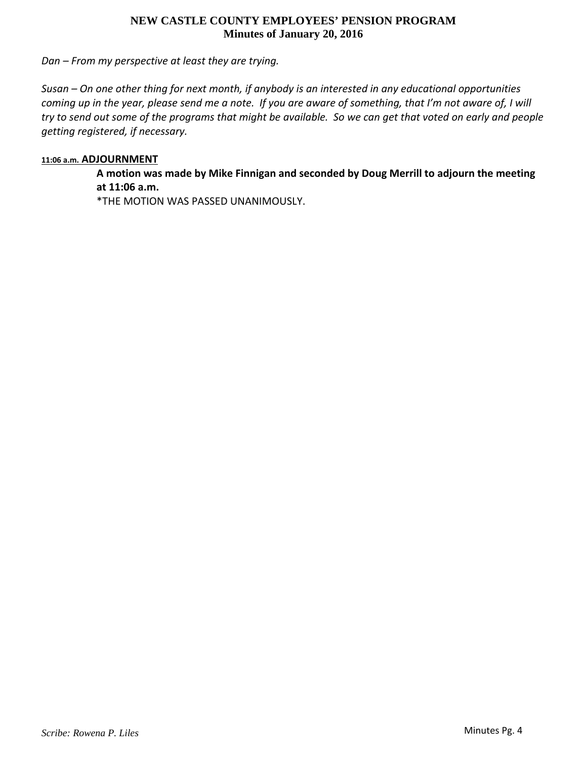*Dan – From my perspective at least they are trying.*

*Susan – On one other thing for next month, if anybody is an interested in any educational opportunities coming up in the year, please send me a note. If you are aware of something, that I'm not aware of, I will try to send out some of the programs that might be available. So we can get that voted on early and people getting registered, if necessary.*

**11:06 a.m. ADJOURNMENT**

**A motion was made by Mike Finnigan and seconded by Doug Merrill to adjourn the meeting at 11:06 a.m.**

*THE MOTION WAS PASSED UNANIMOUSLY.

*Scribe: Rowena P. Liles*